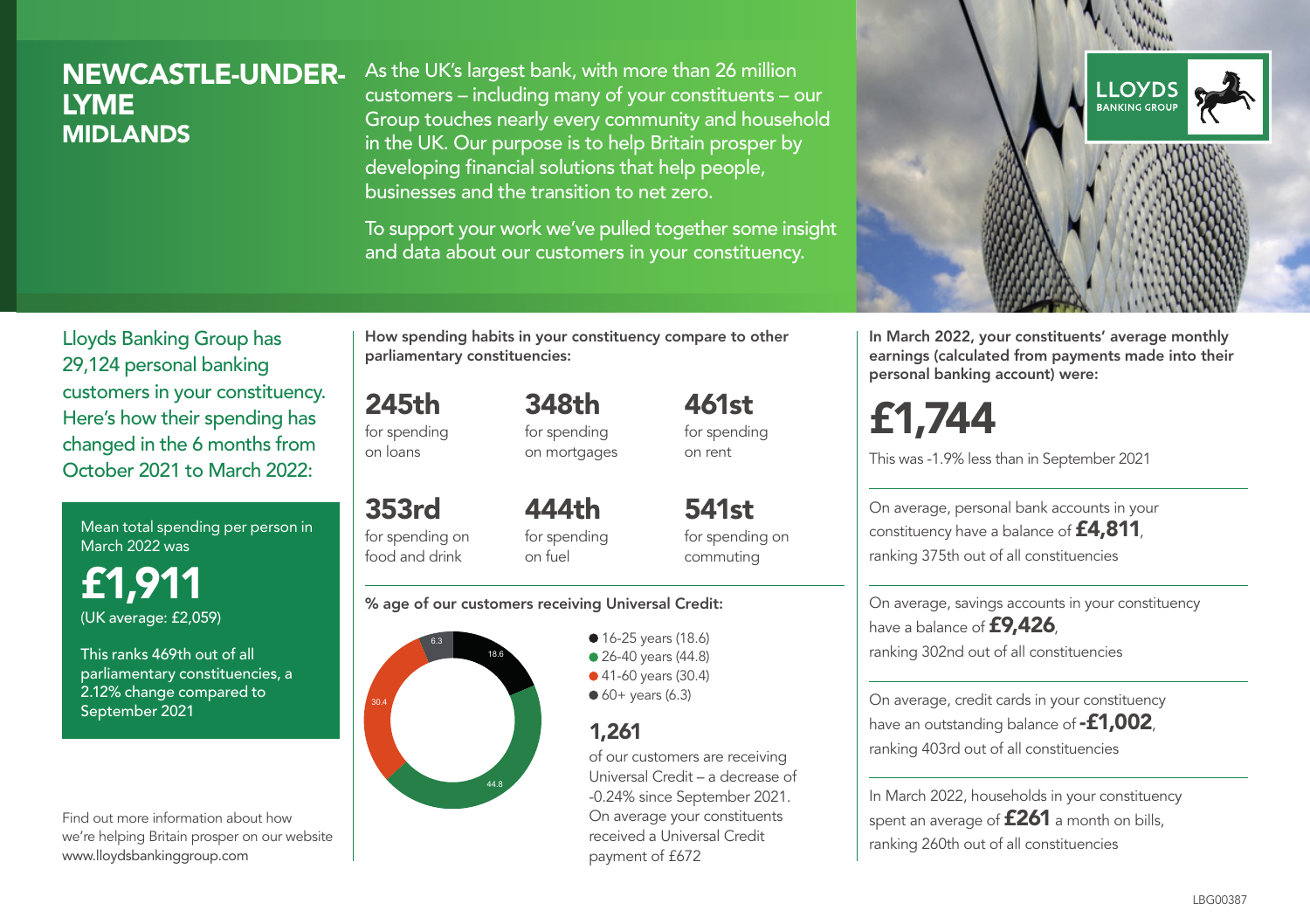# NEWCASTLE-UNDER-LYME
## MIDLANDS

As the UK's largest bank, with more than 26 million customers – including many of your constituents – our Group touches nearly every community and household in the UK. Our purpose is to help Britain prosper by developing financial solutions that help people, businesses and the transition to net zero.

To support your work we've pulled together some insight and data about our customers in your constituency.

LLOYDS BANKING GROUP

Lloyds Banking Group has 29,124 personal banking customers in your constituency. Here's how their spending has changed in the 6 months from October 2021 to March 2022:

Mean total spending per person in March 2022 was

**£1,911**
(UK average: £2,059)

This ranks 469th out of all parliamentary constituencies, a 2.12% change compared to September 2021

Find out more information about how we're helping Britain prosper on our website www.lloydsbankinggroup.com

How spending habits in your constituency compare to other parliamentary constituencies:

**245th** for spending on loans

**348th** for spending on mortgages

**461st** for spending on rent

**353rd** for spending on food and drink

**444th** for spending on fuel

**541st** for spending on commuting

% age of our customers receiving Universal Credit:

- 16-25 years (18.6)
- 26-40 years (44.8)
- 41-60 years (30.4)
- 60+ years (6.3)

**1,261**
of our customers are receiving Universal Credit – a decrease of -0.24% since September 2021. On average your constituents received a Universal Credit payment of £672

In March 2022, your constituents' average monthly earnings (calculated from payments made into their personal banking account) were:

**£1,744**

This was -1.9% less than in September 2021

On average, personal bank accounts in your constituency have a balance of **£4,811**, ranking 375th out of all constituencies

On average, savings accounts in your constituency have a balance of **£9,426**, ranking 302nd out of all constituencies

On average, credit cards in your constituency have an outstanding balance of **-£1,002**, ranking 403rd out of all constituencies

In March 2022, households in your constituency spent an average of **£261** a month on bills, ranking 260th out of all constituencies

LBG00387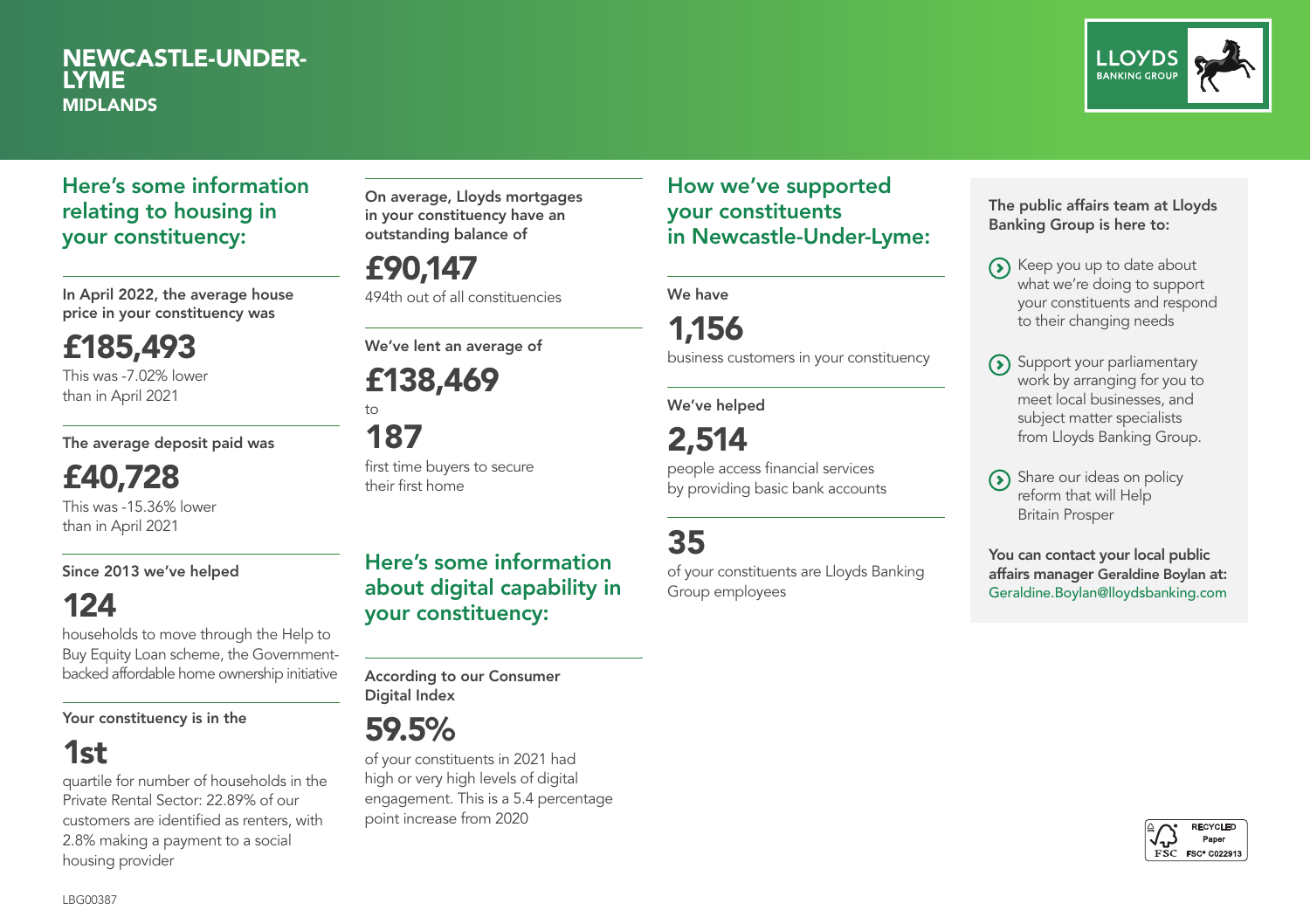# NEWCASTLE-UNDER-LYME

## MIDLANDS

LLOYDS BANKING GROUP

## Here's some information relating to housing in your constituency:

**In April 2022, the average house price in your constituency was**

**£185,493**

This was -7.02% lower than in April 2021

**The average deposit paid was**

**£40,728**

This was -15.36% lower than in April 2021

**Since 2013 we've helped**

**124**

households to move through the Help to Buy Equity Loan scheme, the Government-backed affordable home ownership initiative

**Your constituency is in the**

**1st**

quartile for number of households in the Private Rental Sector: 22.89% of our customers are identified as renters, with 2.8% making a payment to a social housing provider

**On average, Lloyds mortgages in your constituency have an outstanding balance of**

**£90,147**

494th out of all constituencies

**We've lent an average of**

**£138,469**

to

**187**

first time buyers to secure their first home

## Here's some information about digital capability in your constituency:

**According to our Consumer Digital Index**

**59.5%**

of your constituents in 2021 had high or very high levels of digital engagement. This is a 5.4 percentage point increase from 2020

## How we've supported your constituents in Newcastle-Under-Lyme:

**We have**

**1,156**

business customers in your constituency

**We've helped**

**2,514**

people access financial services by providing basic bank accounts

**35**

of your constituents are Lloyds Banking Group employees

**The public affairs team at Lloyds Banking Group is here to:**

- Keep you up to date about what we're doing to support your constituents and respond to their changing needs
- Support your parliamentary work by arranging for you to meet local businesses, and subject matter specialists from Lloyds Banking Group.
- Share our ideas on policy reform that will Help Britain Prosper

**You can contact your local public affairs manager Geraldine Boylan at:**
Geraldine.Boylan@lloydsbanking.com

RECYCLED Paper FSC® C022913

LBG00387